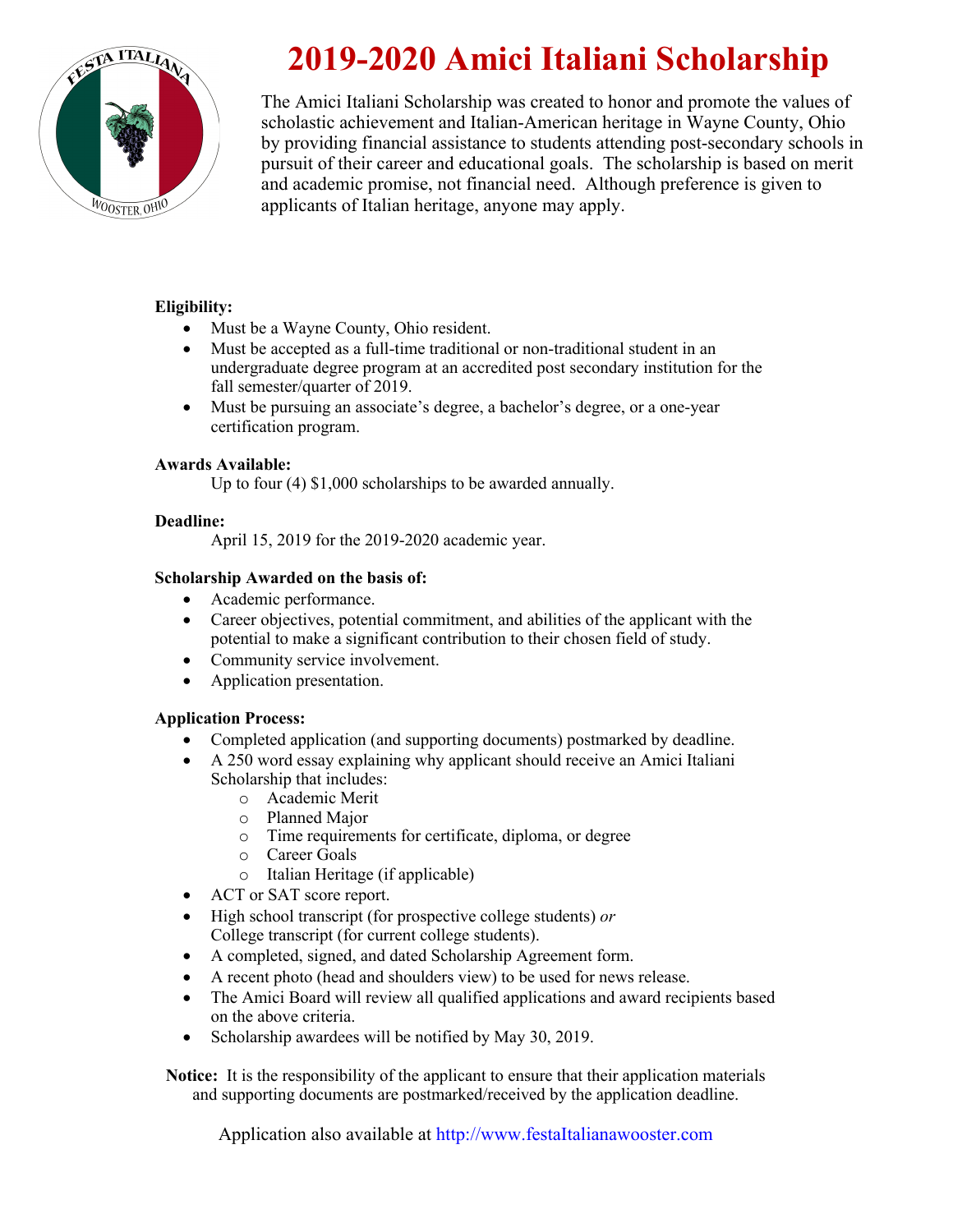# 2019-2020 Amici Italiani Scholarship

The Amici Italiani Scholarship was created to honor and promote the values of scholastic achievement and Italian-American heritage in Wayne County, Ohio by providing financial assistance to students attending post-secondary schools in pursuit of their career and educational goals. The scholarship is based on merit and academic promise, not financial need. Although preference is given to applicants of Italian heritage, anyone may apply.

**Eligibility:**

- Must be a Wayne County, Ohio resident.
- Must be accepted as a full-time traditional or non-traditional student in an undergraduate degree program at an accredited post secondary institution for the fall semester/quarter of 2019.
- Must be pursuing an associate's degree, a bachelor's degree, or a one-year certification program.

**Awards Available:**

Up to four (4) $1,000 scholarships to be awarded annually.

**Deadline:**

April 15, 2019 for the 2019-2020 academic year.

**Scholarship Awarded on the basis of:**

- Academic performance.
- Career objectives, potential commitment, and abilities of the applicant with the potential to make a significant contribution to their chosen field of study.
- Community service involvement.
- Application presentation.

**Application Process:**

- Completed application (and supporting documents) postmarked by deadline.
- A 250 word essay explaining why applicant should receive an Amici Italiani Scholarship that includes:
  - Academic Merit
  - Planned Major
  - Time requirements for certificate, diploma, or degree
  - Career Goals
  - Italian Heritage (if applicable)
- ACT or SAT score report.
- High school transcript (for prospective college students) *or* College transcript (for current college students).
- A completed, signed, and dated Scholarship Agreement form.
- A recent photo (head and shoulders view) to be used for news release.
- The Amici Board will review all qualified applications and award recipients based on the above criteria.
- Scholarship awardees will be notified by May 30, 2019.

**Notice:** It is the responsibility of the applicant to ensure that their application materials and supporting documents are postmarked/received by the application deadline.

Application also available at http://www.festaItalianawooster.com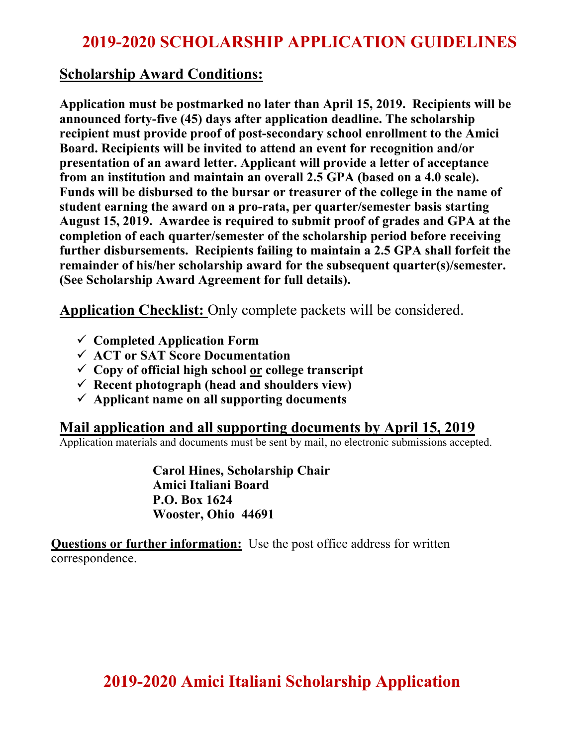# 2019-2020 SCHOLARSHIP APPLICATION GUIDELINES

## Scholarship Award Conditions:

**Application must be postmarked no later than April 15, 2019. Recipients will be announced forty-five (45) days after application deadline. The scholarship recipient must provide proof of post-secondary school enrollment to the Amici Board. Recipients will be invited to attend an event for recognition and/or presentation of an award letter. Applicant will provide a letter of acceptance from an institution and maintain an overall 2.5 GPA (based on a 4.0 scale). Funds will be disbursed to the bursar or treasurer of the college in the name of student earning the award on a pro-rata, per quarter/semester basis starting August 15, 2019. Awardee is required to submit proof of grades and GPA at the completion of each quarter/semester of the scholarship period before receiving further disbursements. Recipients failing to maintain a 2.5 GPA shall forfeit the remainder of his/her scholarship award for the subsequent quarter(s)/semester. (See Scholarship Award Agreement for full details).**

**Application Checklist:** Only complete packets will be considered.

- ✓ **Completed Application Form**
- ✓ **ACT or SAT Score Documentation**
- ✓ **Copy of official high school or college transcript**
- ✓ **Recent photograph (head and shoulders view)**
- ✓ **Applicant name on all supporting documents**

## Mail application and all supporting documents by April 15, 2019

Application materials and documents must be sent by mail, no electronic submissions accepted.

**Carol Hines, Scholarship Chair**
**Amici Italiani Board**
**P.O. Box 1624**
**Wooster, Ohio 44691**

**Questions or further information:** Use the post office address for written correspondence.

# 2019-2020 Amici Italiani Scholarship Application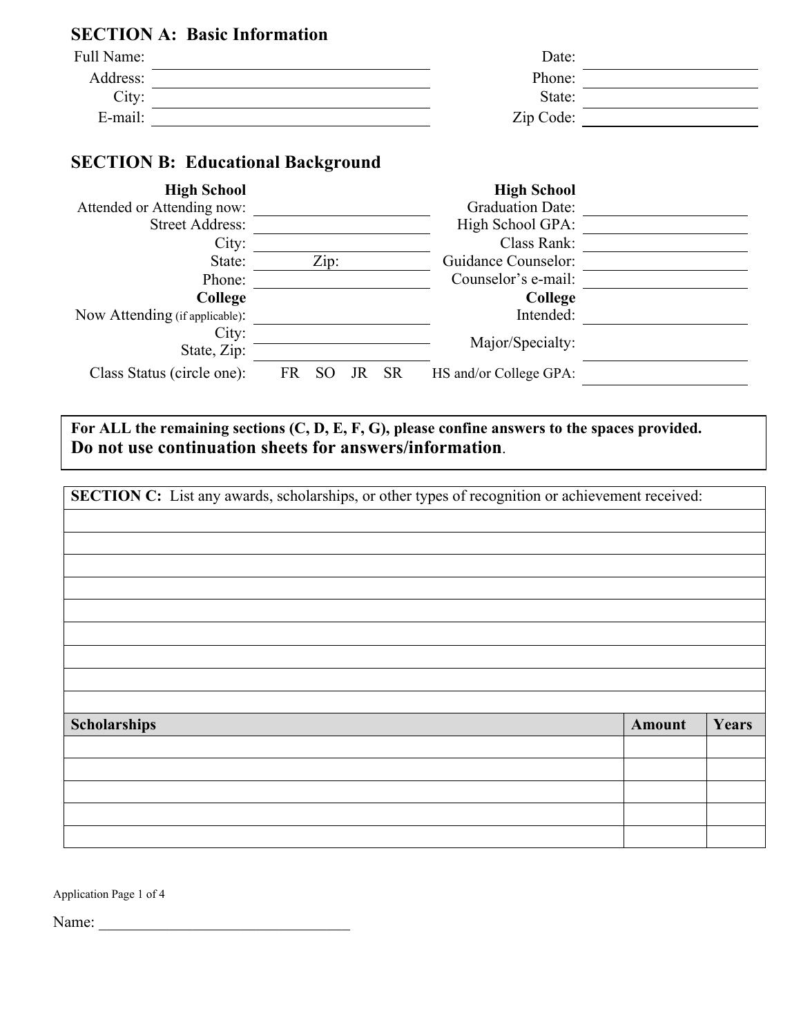## SECTION A: Basic Information

Full Name: ______________________ Date: ______________________

Address: ______________________ Phone: ______________________

City: ______________________ State: ______________________

E-mail: ______________________ Zip Code: ______________________

## SECTION B: Educational Background

**High School**
Attended or Attending now: ______________________

Street Address: ______________________

City: ______________________

State: __________ Zip: __________

Phone: ______________________

**High School**
Graduation Date: ______________________

High School GPA: ______________________

Class Rank: ______________________

Guidance Counselor: ______________________

Counselor's e-mail: ______________________

**College**
Now Attending (if applicable): ______________________

City: ______________________

State, Zip: ______________________

Class Status (circle one): FR SO JR SR

**College**
Intended: ______________________

Major/Specialty: ______________________

HS and/or College GPA: ______________________

**For ALL the remaining sections (C, D, E, F, G), please confine answers to the spaces provided.**
**Do not use continuation sheets for answers/information**.

| **SECTION C:** List any awards, scholarships, or other types of recognition or achievement received: | | |
|---|---|---|
| | | |
| | | |
| | | |
| | | |
| | | |
| | | |
| | | |
| | | |
| | | |
| **Scholarships** | **Amount** | **Years** |
| | | |
| | | |
| | | |
| | | |
| | | |

Name: ______________________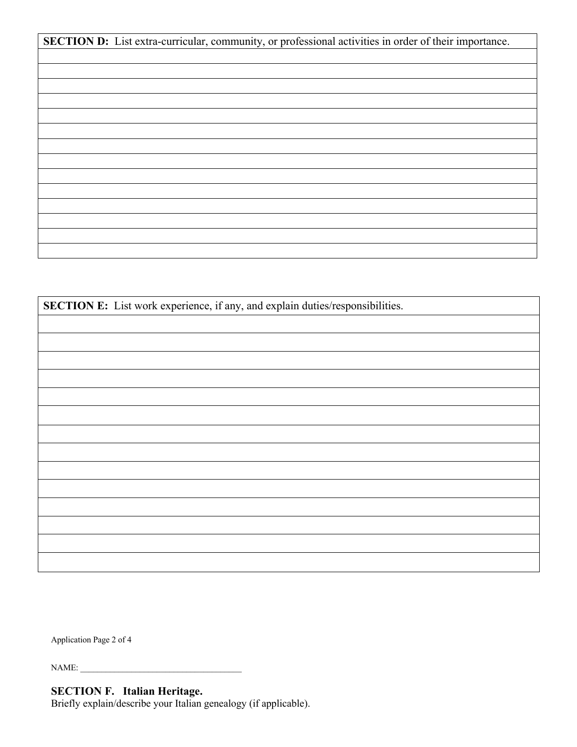| **SECTION D:** List extra-curricular, community, or professional activities in order of their importance. |
| --- |
| |
| |
| |
| |
| |
| |
| |
| |
| |
| |
| |
| |
| |
| |

| **SECTION E:** List work experience, if any, and explain duties/responsibilities. |
| --- |
| |
| |
| |
| |
| |
| |
| |
| |
| |
| |
| |
| |
| |
| |

NAME: ___________________________________

**SECTION F. Italian Heritage.**
Briefly explain/describe your Italian genealogy (if applicable).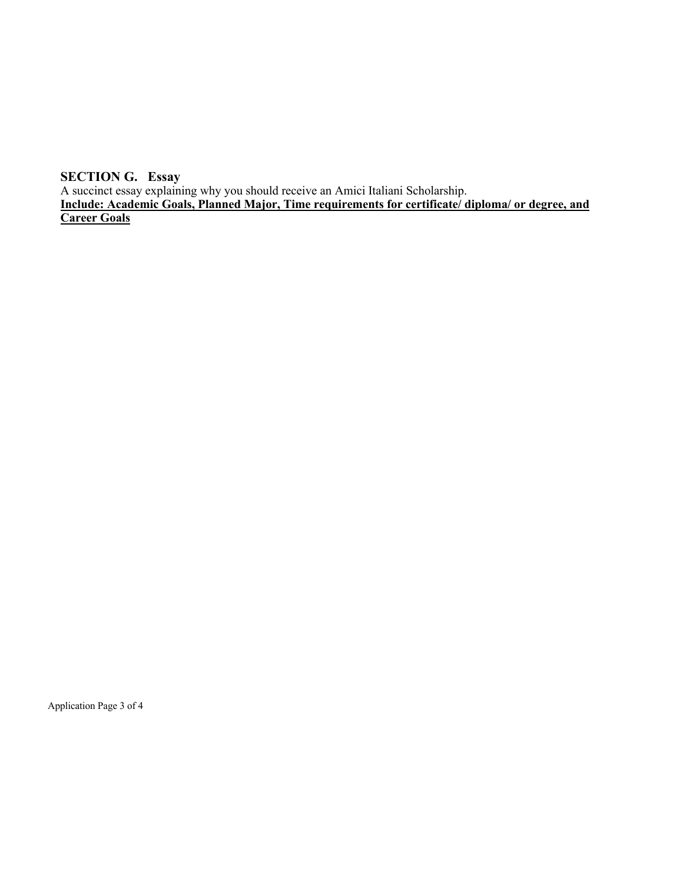**SECTION G. Essay**

A succinct essay explaining why you should receive an Amici Italiani Scholarship.

**Include: Academic Goals, Planned Major, Time requirements for certificate/ diploma/ or degree, and Career Goals**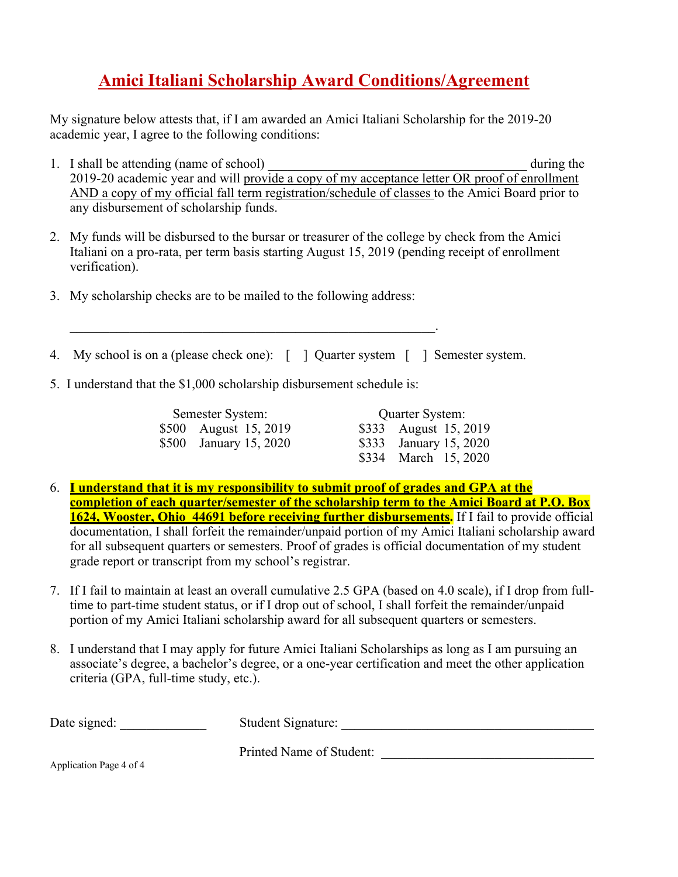# Amici Italiani Scholarship Award Conditions/Agreement

My signature below attests that, if I am awarded an Amici Italiani Scholarship for the 2019-20 academic year, I agree to the following conditions:

1. I shall be attending (name of school) ______________________________________ during the 2019-20 academic year and will provide a copy of my acceptance letter OR proof of enrollment AND a copy of my official fall term registration/schedule of classes to the Amici Board prior to any disbursement of scholarship funds.

2. My funds will be disbursed to the bursar or treasurer of the college by check from the Amici Italiani on a pro-rata, per term basis starting August 15, 2019 (pending receipt of enrollment verification).

3. My scholarship checks are to be mailed to the following address:

   _______________________________________________________.

4. My school is on a (please check one): [ ] Quarter system [ ] Semester system.

5. I understand that the $1,000 scholarship disbursement schedule is:

| Semester System: | | Quarter System: | |
|---|---|---|---|
| $500 | August 15, 2019 | $333 | August 15, 2019 |
| $500 | January 15, 2020 | $333 | January 15, 2020 |
| | | $334 | March 15, 2020 |

6. **I understand that it is my responsibility to submit proof of grades and GPA at the completion of each quarter/semester of the scholarship term to the Amici Board at P.O. Box 1624, Wooster, Ohio 44691 before receiving further disbursements.** If I fail to provide official documentation, I shall forfeit the remainder/unpaid portion of my Amici Italiani scholarship award for all subsequent quarters or semesters. Proof of grades is official documentation of my student grade report or transcript from my school's registrar.

7. If I fail to maintain at least an overall cumulative 2.5 GPA (based on 4.0 scale), if I drop from full-time to part-time student status, or if I drop out of school, I shall forfeit the remainder/unpaid portion of my Amici Italiani scholarship award for all subsequent quarters or semesters.

8. I understand that I may apply for future Amici Italiani Scholarships as long as I am pursuing an associate's degree, a bachelor's degree, or a one-year certification and meet the other application criteria (GPA, full-time study, etc.).

Date signed: _____________ Student Signature: ______________________________________

Printed Name of Student: ________________________________

Application Page 4 of 4